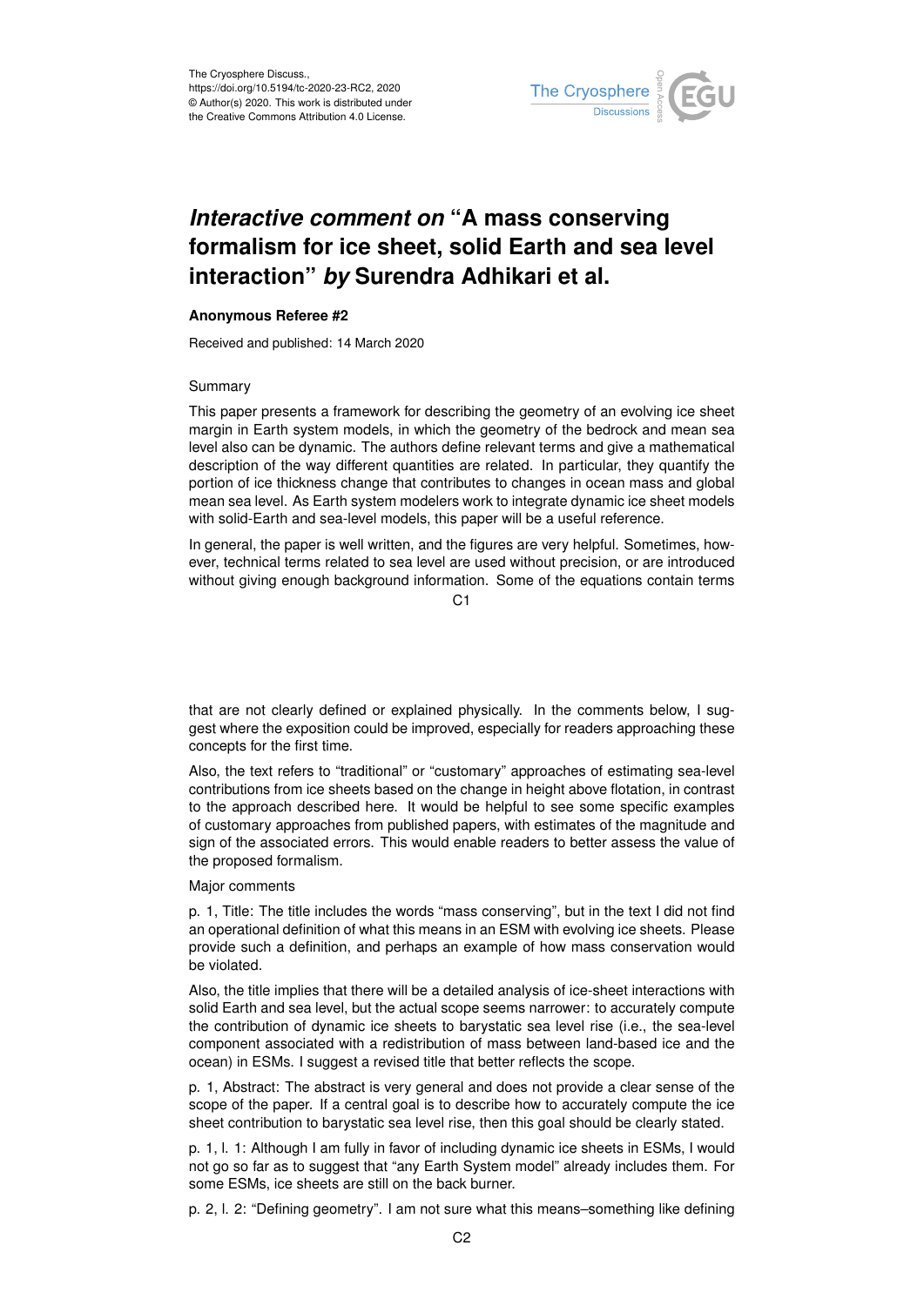# *Interactive comment on* "A mass conserving formalism for ice sheet, solid Earth and sea level interaction" *by* Surendra Adhikari et al.

**Anonymous Referee #2**

Received and published: 14 March 2020

Summary

This paper presents a framework for describing the geometry of an evolving ice sheet margin in Earth system models, in which the geometry of the bedrock and mean sea level also can be dynamic. The authors define relevant terms and give a mathematical description of the way different quantities are related. In particular, they quantify the portion of ice thickness change that contributes to changes in ocean mass and global mean sea level. As Earth system modelers work to integrate dynamic ice sheet models with solid-Earth and sea-level models, this paper will be a useful reference.

In general, the paper is well written, and the figures are very helpful. Sometimes, however, technical terms related to sea level are used without precision, or are introduced without giving enough background information. Some of the equations contain terms that are not clearly defined or explained physically. In the comments below, I suggest where the exposition could be improved, especially for readers approaching these concepts for the first time.

Also, the text refers to "traditional" or "customary" approaches of estimating sea-level contributions from ice sheets based on the change in height above flotation, in contrast to the approach described here. It would be helpful to see some specific examples of customary approaches from published papers, with estimates of the magnitude and sign of the associated errors. This would enable readers to better assess the value of the proposed formalism.

Major comments

p. 1, Title: The title includes the words "mass conserving", but in the text I did not find an operational definition of what this means in an ESM with evolving ice sheets. Please provide such a definition, and perhaps an example of how mass conservation would be violated.

Also, the title implies that there will be a detailed analysis of ice-sheet interactions with solid Earth and sea level, but the actual scope seems narrower: to accurately compute the contribution of dynamic ice sheets to barystatic sea level rise (i.e., the sea-level component associated with a redistribution of mass between land-based ice and the ocean) in ESMs. I suggest a revised title that better reflects the scope.

p. 1, Abstract: The abstract is very general and does not provide a clear sense of the scope of the paper. If a central goal is to describe how to accurately compute the ice sheet contribution to barystatic sea level rise, then this goal should be clearly stated.

p. 1, l. 1: Although I am fully in favor of including dynamic ice sheets in ESMs, I would not go so far as to suggest that "any Earth System model" already includes them. For some ESMs, ice sheets are still on the back burner.

p. 2, l. 2: "Defining geometry". I am not sure what this means–something like defining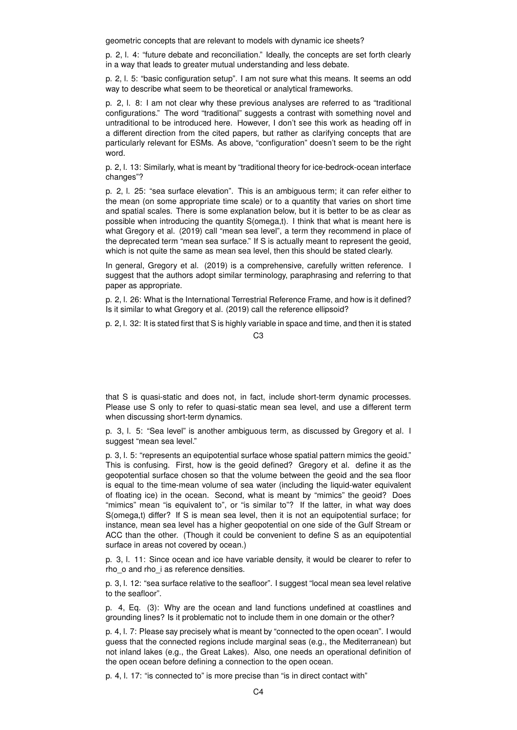geometric concepts that are relevant to models with dynamic ice sheets?

p. 2, l. 4: "future debate and reconciliation." Ideally, the concepts are set forth clearly in a way that leads to greater mutual understanding and less debate.

p. 2, l. 5: "basic configuration setup". I am not sure what this means. It seems an odd way to describe what seem to be theoretical or analytical frameworks.

p. 2, l. 8: I am not clear why these previous analyses are referred to as "traditional configurations." The word "traditional" suggests a contrast with something novel and untraditional to be introduced here. However, I don't see this work as heading off in a different direction from the cited papers, but rather as clarifying concepts that are particularly relevant for ESMs. As above, "configuration" doesn't seem to be the right word.

p. 2, l. 13: Similarly, what is meant by "traditional theory for ice-bedrock-ocean interface changes"?

p. 2, l. 25: "sea surface elevation". This is an ambiguous term; it can refer either to the mean (on some appropriate time scale) or to a quantity that varies on short time and spatial scales. There is some explanation below, but it is better to be as clear as possible when introducing the quantity S(omega,t). I think that what is meant here is what Gregory et al. (2019) call "mean sea level", a term they recommend in place of the deprecated term "mean sea surface." If S is actually meant to represent the geoid, which is not quite the same as mean sea level, then this should be stated clearly.

In general, Gregory et al. (2019) is a comprehensive, carefully written reference. I suggest that the authors adopt similar terminology, paraphrasing and referring to that paper as appropriate.

p. 2, l. 26: What is the International Terrestrial Reference Frame, and how is it defined? Is it similar to what Gregory et al. (2019) call the reference ellipsoid?

p. 2, l. 32: It is stated first that S is highly variable in space and time, and then it is stated that S is quasi-static and does not, in fact, include short-term dynamic processes. Please use S only to refer to quasi-static mean sea level, and use a different term when discussing short-term dynamics.

p. 3, l. 5: "Sea level" is another ambiguous term, as discussed by Gregory et al. I suggest "mean sea level."

p. 3, l. 5: "represents an equipotential surface whose spatial pattern mimics the geoid." This is confusing. First, how is the geoid defined? Gregory et al. define it as the geopotential surface chosen so that the volume between the geoid and the sea floor is equal to the time-mean volume of sea water (including the liquid-water equivalent of floating ice) in the ocean. Second, what is meant by "mimics" the geoid? Does "mimics" mean "is equivalent to", or "is similar to"? If the latter, in what way does S(omega,t) differ? If S is mean sea level, then it is not an equipotential surface; for instance, mean sea level has a higher geopotential on one side of the Gulf Stream or ACC than the other. (Though it could be convenient to define S as an equipotential surface in areas not covered by ocean.)

p. 3, l. 11: Since ocean and ice have variable density, it would be clearer to refer to rho_o and rho_i as reference densities.

p. 3, l. 12: "sea surface relative to the seafloor". I suggest "local mean sea level relative to the seafloor".

p. 4, Eq. (3): Why are the ocean and land functions undefined at coastlines and grounding lines? Is it problematic not to include them in one domain or the other?

p. 4, l. 7: Please say precisely what is meant by "connected to the open ocean". I would guess that the connected regions include marginal seas (e.g., the Mediterranean) but not inland lakes (e.g., the Great Lakes). Also, one needs an operational definition of the open ocean before defining a connection to the open ocean.

p. 4, l. 17: "is connected to" is more precise than "is in direct contact with"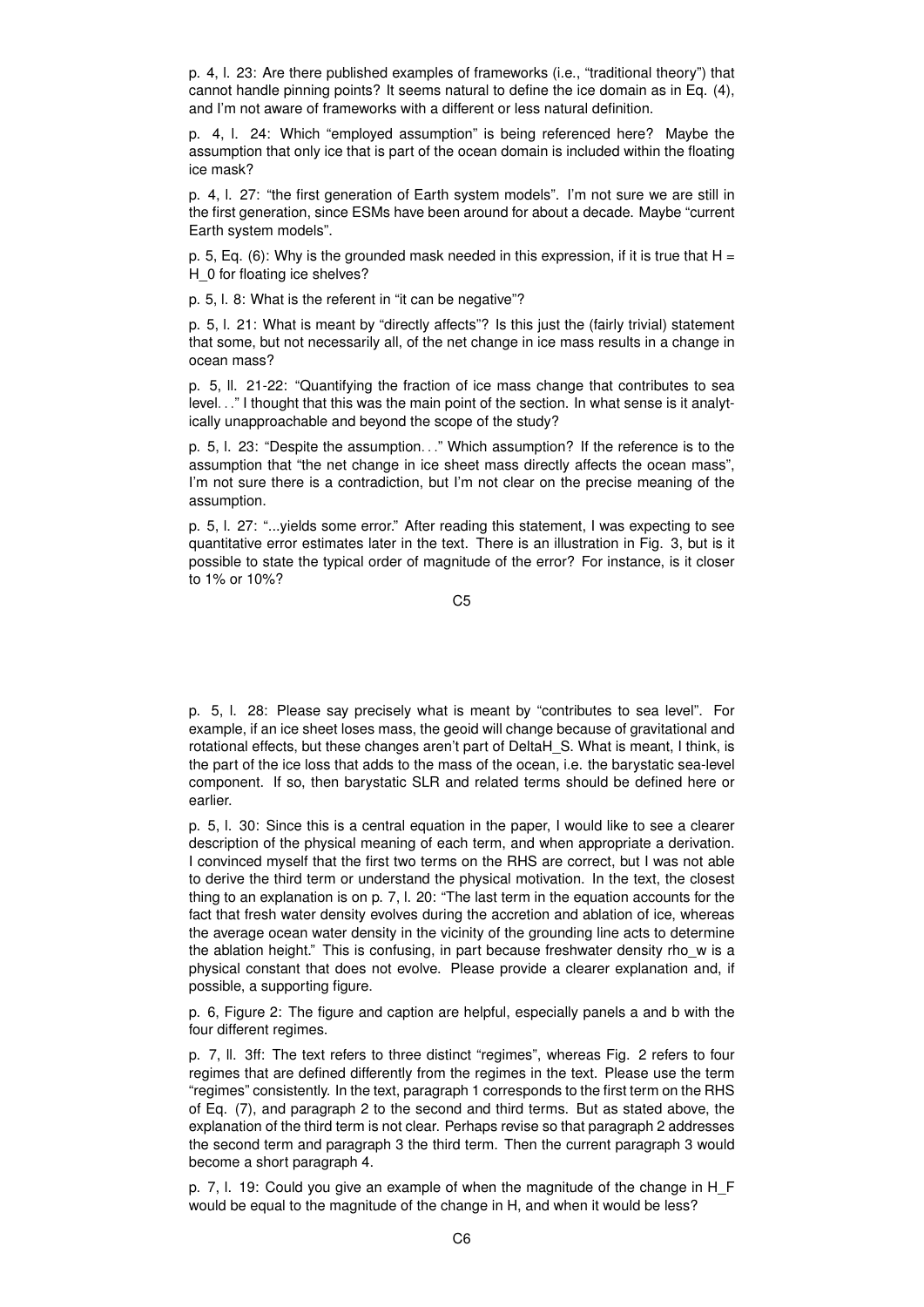p. 4, l. 23: Are there published examples of frameworks (i.e., "traditional theory") that cannot handle pinning points? It seems natural to define the ice domain as in Eq. (4), and I'm not aware of frameworks with a different or less natural definition.

p. 4, l. 24: Which "employed assumption" is being referenced here? Maybe the assumption that only ice that is part of the ocean domain is included within the floating ice mask?

p. 4, l. 27: "the first generation of Earth system models". I'm not sure we are still in the first generation, since ESMs have been around for about a decade. Maybe "current Earth system models".

p. 5, Eq. (6): Why is the grounded mask needed in this expression, if it is true that $H = H\_0$ for floating ice shelves?

p. 5, l. 8: What is the referent in "it can be negative"?

p. 5, l. 21: What is meant by "directly affects"? Is this just the (fairly trivial) statement that some, but not necessarily all, of the net change in ice mass results in a change in ocean mass?

p. 5, ll. 21-22: "Quantifying the fraction of ice mass change that contributes to sea level. . ." I thought that this was the main point of the section. In what sense is it analytically unapproachable and beyond the scope of the study?

p. 5, l. 23: "Despite the assumption. . ." Which assumption? If the reference is to the assumption that "the net change in ice sheet mass directly affects the ocean mass", I'm not sure there is a contradiction, but I'm not clear on the precise meaning of the assumption.

p. 5, l. 27: "...yields some error." After reading this statement, I was expecting to see quantitative error estimates later in the text. There is an illustration in Fig. 3, but is it possible to state the typical order of magnitude of the error? For instance, is it closer to 1% or 10%?

p. 5, l. 28: Please say precisely what is meant by "contributes to sea level". For example, if an ice sheet loses mass, the geoid will change because of gravitational and rotational effects, but these changes aren't part of DeltaH_S. What is meant, I think, is the part of the ice loss that adds to the mass of the ocean, i.e. the barystatic sea-level component. If so, then barystatic SLR and related terms should be defined here or earlier.

p. 5, l. 30: Since this is a central equation in the paper, I would like to see a clearer description of the physical meaning of each term, and when appropriate a derivation. I convinced myself that the first two terms on the RHS are correct, but I was not able to derive the third term or understand the physical motivation. In the text, the closest thing to an explanation is on p. 7, l. 20: "The last term in the equation accounts for the fact that fresh water density evolves during the accretion and ablation of ice, whereas the average ocean water density in the vicinity of the grounding line acts to determine the ablation height." This is confusing, in part because freshwater density rho_w is a physical constant that does not evolve. Please provide a clearer explanation and, if possible, a supporting figure.

p. 6, Figure 2: The figure and caption are helpful, especially panels a and b with the four different regimes.

p. 7, ll. 3ff: The text refers to three distinct "regimes", whereas Fig. 2 refers to four regimes that are defined differently from the regimes in the text. Please use the term "regimes" consistently. In the text, paragraph 1 corresponds to the first term on the RHS of Eq. (7), and paragraph 2 to the second and third terms. But as stated above, the explanation of the third term is not clear. Perhaps revise so that paragraph 2 addresses the second term and paragraph 3 the third term. Then the current paragraph 3 would become a short paragraph 4.

p. 7, l. 19: Could you give an example of when the magnitude of the change in H_F would be equal to the magnitude of the change in H, and when it would be less?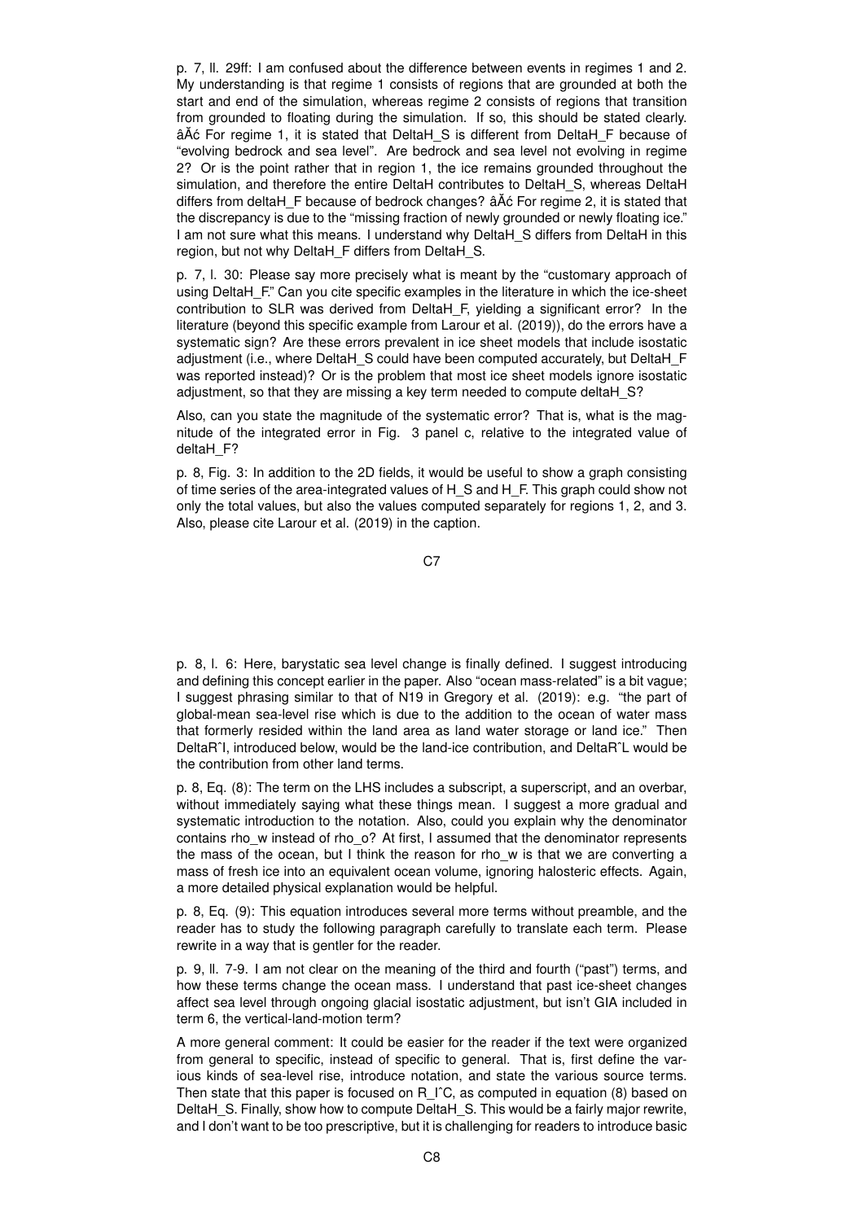p. 7, ll. 29ff: I am confused about the difference between events in regimes 1 and 2. My understanding is that regime 1 consists of regions that are grounded at both the start and end of the simulation, whereas regime 2 consists of regions that transition from grounded to floating during the simulation. If so, this should be stated clearly. âĂć For regime 1, it is stated that DeltaH_S is different from DeltaH_F because of "evolving bedrock and sea level". Are bedrock and sea level not evolving in regime 2? Or is the point rather that in region 1, the ice remains grounded throughout the simulation, and therefore the entire DeltaH contributes to DeltaH_S, whereas DeltaH differs from deltaH_F because of bedrock changes? âĂć For regime 2, it is stated that the discrepancy is due to the "missing fraction of newly grounded or newly floating ice." I am not sure what this means. I understand why DeltaH_S differs from DeltaH in this region, but not why DeltaH_F differs from DeltaH_S.

p. 7, l. 30: Please say more precisely what is meant by the "customary approach of using DeltaH_F." Can you cite specific examples in the literature in which the ice-sheet contribution to SLR was derived from DeltaH_F, yielding a significant error? In the literature (beyond this specific example from Larour et al. (2019)), do the errors have a systematic sign? Are these errors prevalent in ice sheet models that include isostatic adjustment (i.e., where DeltaH_S could have been computed accurately, but DeltaH_F was reported instead)? Or is the problem that most ice sheet models ignore isostatic adjustment, so that they are missing a key term needed to compute deltaH_S?

Also, can you state the magnitude of the systematic error? That is, what is the magnitude of the integrated error in Fig. 3 panel c, relative to the integrated value of deltaH_F?

p. 8, Fig. 3: In addition to the 2D fields, it would be useful to show a graph consisting of time series of the area-integrated values of H_S and H_F. This graph could show not only the total values, but also the values computed separately for regions 1, 2, and 3. Also, please cite Larour et al. (2019) in the caption.

p. 8, l. 6: Here, barystatic sea level change is finally defined. I suggest introducing and defining this concept earlier in the paper. Also "ocean mass-related" is a bit vague; I suggest phrasing similar to that of N19 in Gregory et al. (2019): e.g. "the part of global-mean sea-level rise which is due to the addition to the ocean of water mass that formerly resided within the land area as land water storage or land ice." Then DeltaR^I, introduced below, would be the land-ice contribution, and DeltaR^L would be the contribution from other land terms.

p. 8, Eq. (8): The term on the LHS includes a subscript, a superscript, and an overbar, without immediately saying what these things mean. I suggest a more gradual and systematic introduction to the notation. Also, could you explain why the denominator contains rho_w instead of rho_o? At first, I assumed that the denominator represents the mass of the ocean, but I think the reason for rho_w is that we are converting a mass of fresh ice into an equivalent ocean volume, ignoring halosteric effects. Again, a more detailed physical explanation would be helpful.

p. 8, Eq. (9): This equation introduces several more terms without preamble, and the reader has to study the following paragraph carefully to translate each term. Please rewrite in a way that is gentler for the reader.

p. 9, ll. 7-9. I am not clear on the meaning of the third and fourth ("past") terms, and how these terms change the ocean mass. I understand that past ice-sheet changes affect sea level through ongoing glacial isostatic adjustment, but isn't GIA included in term 6, the vertical-land-motion term?

A more general comment: It could be easier for the reader if the text were organized from general to specific, instead of specific to general. That is, first define the various kinds of sea-level rise, introduce notation, and state the various source terms. Then state that this paper is focused on R_I^C, as computed in equation (8) based on DeltaH_S. Finally, show how to compute DeltaH_S. This would be a fairly major rewrite, and I don't want to be too prescriptive, but it is challenging for readers to introduce basic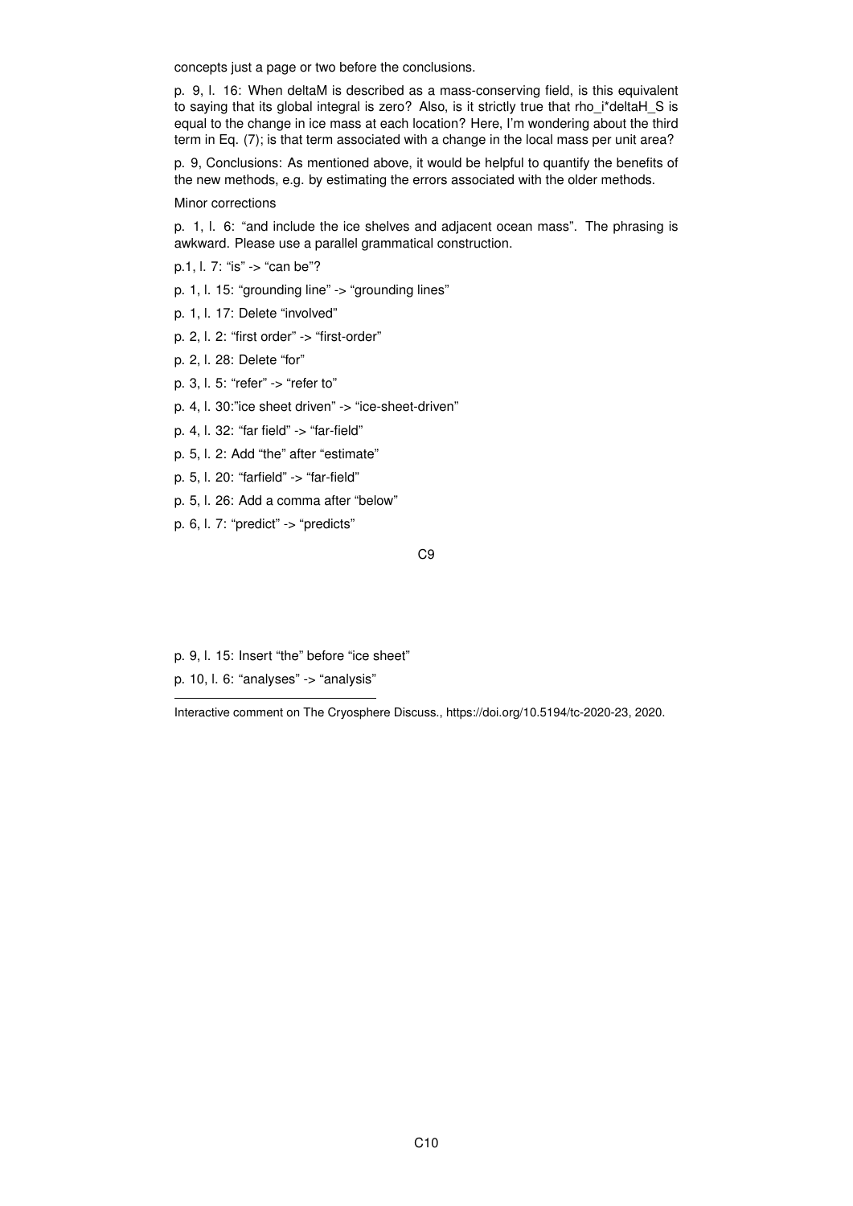concepts just a page or two before the conclusions.

p. 9, l. 16: When deltaM is described as a mass-conserving field, is this equivalent to saying that its global integral is zero? Also, is it strictly true that rho_i*deltaH_S is equal to the change in ice mass at each location? Here, I'm wondering about the third term in Eq. (7); is that term associated with a change in the local mass per unit area?

p. 9, Conclusions: As mentioned above, it would be helpful to quantify the benefits of the new methods, e.g. by estimating the errors associated with the older methods.

Minor corrections

p. 1, l. 6: "and include the ice shelves and adjacent ocean mass". The phrasing is awkward. Please use a parallel grammatical construction.

p.1, l. 7: "is" -> "can be"?

p. 1, l. 15: "grounding line" -> "grounding lines"

p. 1, l. 17: Delete "involved"

p. 2, l. 2: "first order" -> "first-order"

p. 2, l. 28: Delete "for"

p. 3, l. 5: "refer" -> "refer to"

p. 4, l. 30:"ice sheet driven" -> "ice-sheet-driven"

p. 4, l. 32: "far field" -> "far-field"

p. 5, l. 2: Add "the" after "estimate"

p. 5, l. 20: "farfield" -> "far-field"

p. 5, l. 26: Add a comma after "below"

p. 6, l. 7: "predict" -> "predicts"

p. 9, l. 15: Insert "the" before "ice sheet"

p. 10, l. 6: "analyses" -> "analysis"

---

Interactive comment on The Cryosphere Discuss., https://doi.org/10.5194/tc-2020-23, 2020.